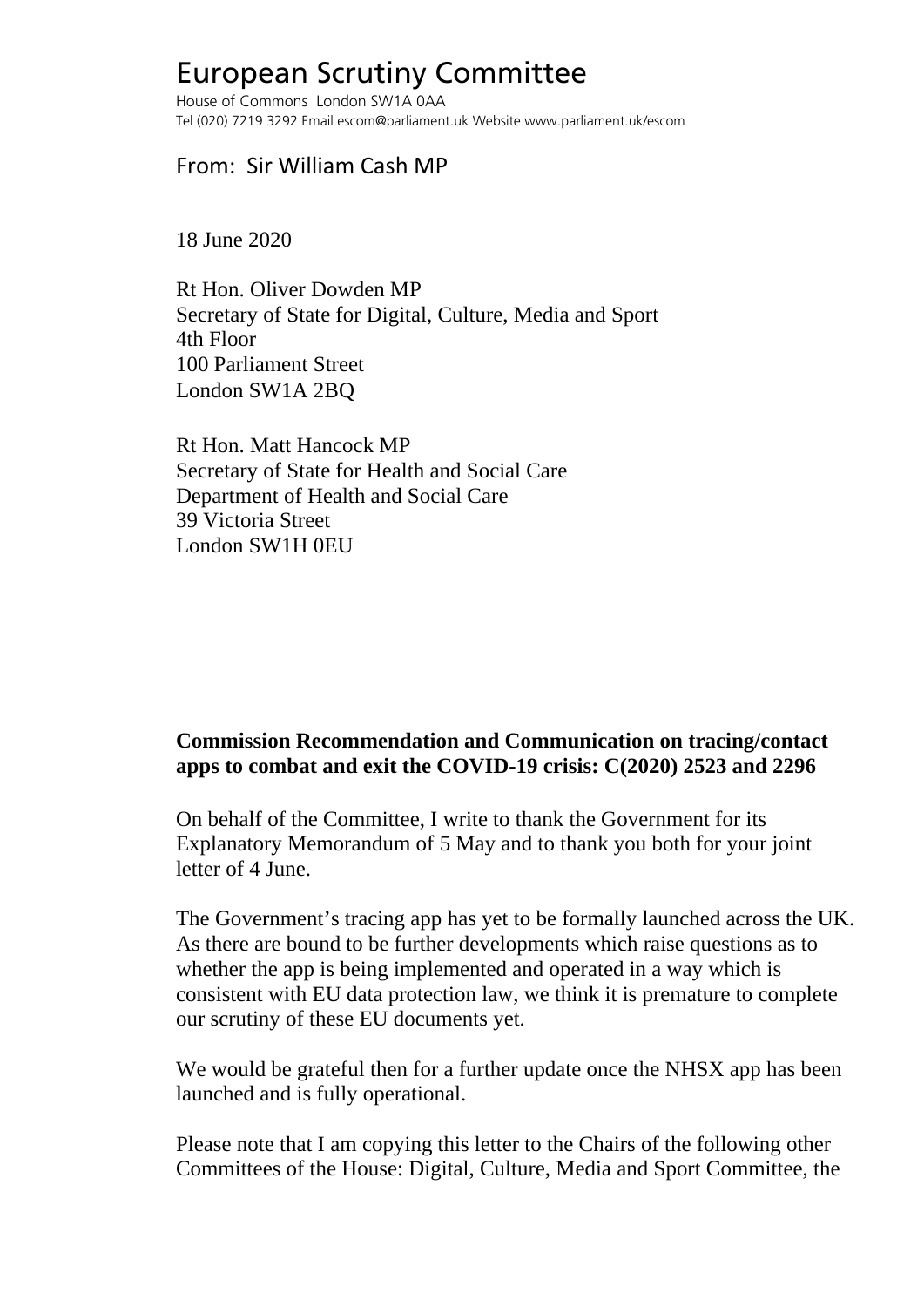# European Scrutiny Committee

House of Commons London SW1A 0AA
Tel (020) 7219 3292 Email escom@parliament.uk Website www.parliament.uk/escom

From: Sir William Cash MP

18 June 2020

Rt Hon. Oliver Dowden MP
Secretary of State for Digital, Culture, Media and Sport
4th Floor
100 Parliament Street
London SW1A 2BQ

Rt Hon. Matt Hancock MP
Secretary of State for Health and Social Care
Department of Health and Social Care
39 Victoria Street
London SW1H 0EU

**Commission Recommendation and Communication on tracing/contact apps to combat and exit the COVID-19 crisis: C(2020) 2523 and 2296**

On behalf of the Committee, I write to thank the Government for its Explanatory Memorandum of 5 May and to thank you both for your joint letter of 4 June.

The Government's tracing app has yet to be formally launched across the UK. As there are bound to be further developments which raise questions as to whether the app is being implemented and operated in a way which is consistent with EU data protection law, we think it is premature to complete our scrutiny of these EU documents yet.

We would be grateful then for a further update once the NHSX app has been launched and is fully operational.

Please note that I am copying this letter to the Chairs of the following other Committees of the House: Digital, Culture, Media and Sport Committee, the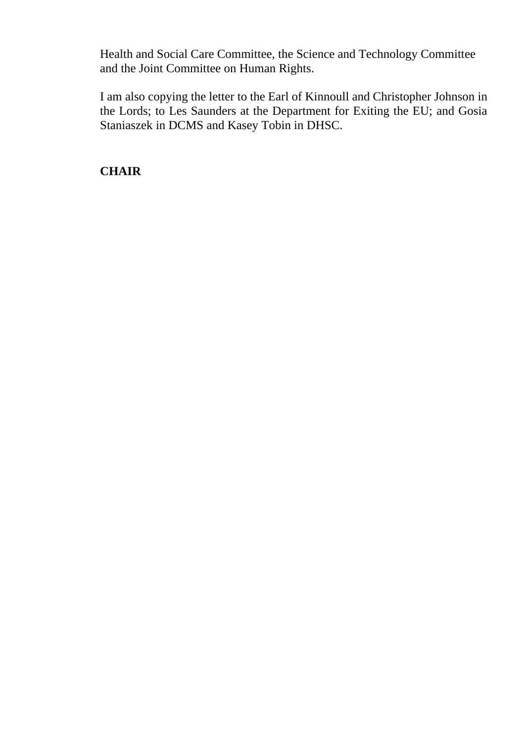Health and Social Care Committee, the Science and Technology Committee and the Joint Committee on Human Rights.

I am also copying the letter to the Earl of Kinnoull and Christopher Johnson in the Lords; to Les Saunders at the Department for Exiting the EU; and Gosia Staniaszek in DCMS and Kasey Tobin in DHSC.

**CHAIR**